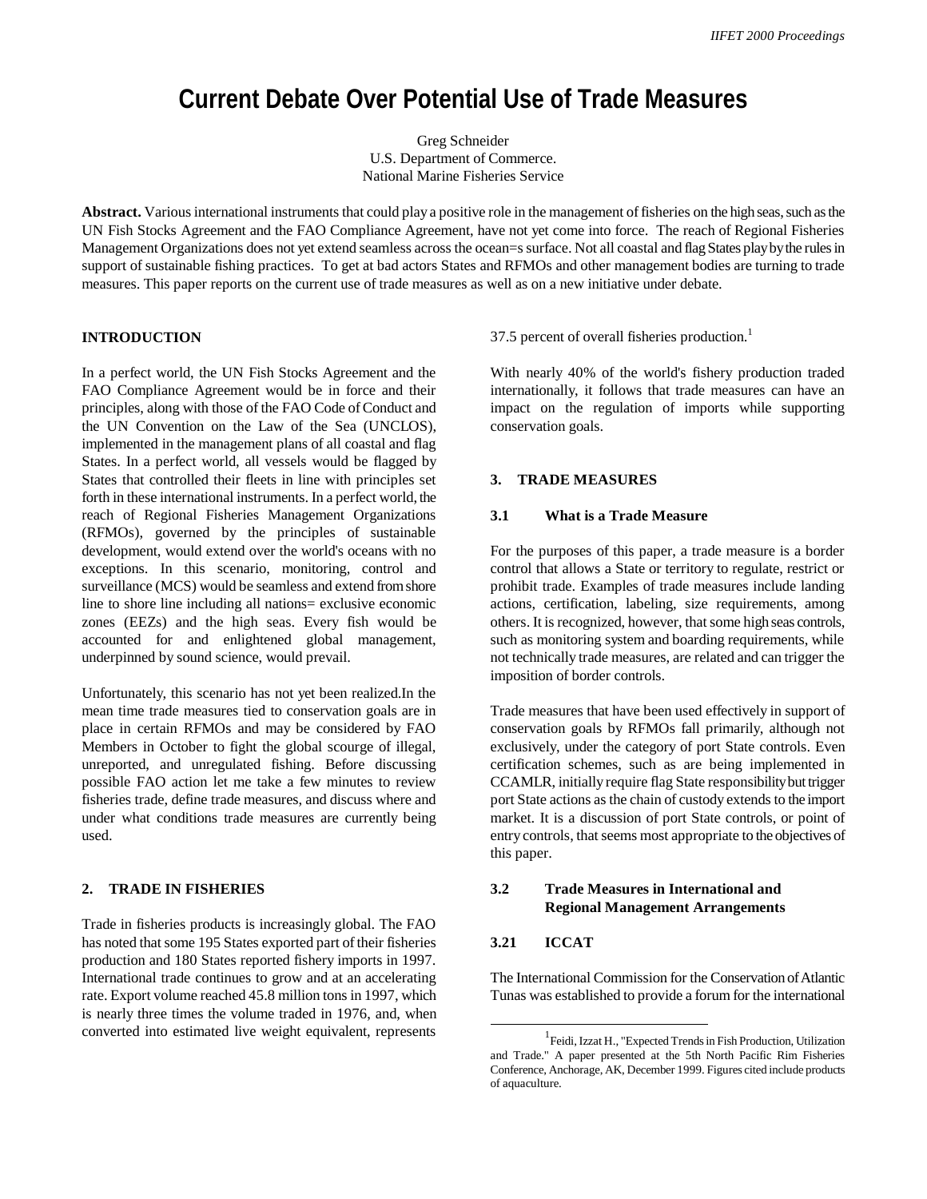# Current Debate Over Potential Use of Trade Measures

Greg Schneider
U.S. Department of Commerce.
National Marine Fisheries Service

**Abstract.** Various international instruments that could play a positive role in the management of fisheries on the high seas, such as the UN Fish Stocks Agreement and the FAO Compliance Agreement, have not yet come into force. The reach of Regional Fisheries Management Organizations does not yet extend seamless across the ocean=s surface. Not all coastal and flag States play by the rules in support of sustainable fishing practices. To get at bad actors States and RFMOs and other management bodies are turning to trade measures. This paper reports on the current use of trade measures as well as on a new initiative under debate.

## INTRODUCTION

In a perfect world, the UN Fish Stocks Agreement and the FAO Compliance Agreement would be in force and their principles, along with those of the FAO Code of Conduct and the UN Convention on the Law of the Sea (UNCLOS), implemented in the management plans of all coastal and flag States. In a perfect world, all vessels would be flagged by States that controlled their fleets in line with principles set forth in these international instruments. In a perfect world, the reach of Regional Fisheries Management Organizations (RFMOs), governed by the principles of sustainable development, would extend over the world's oceans with no exceptions. In this scenario, monitoring, control and surveillance (MCS) would be seamless and extend from shore line to shore line including all nations= exclusive economic zones (EEZs) and the high seas. Every fish would be accounted for and enlightened global management, underpinned by sound science, would prevail.

Unfortunately, this scenario has not yet been realized.In the mean time trade measures tied to conservation goals are in place in certain RFMOs and may be considered by FAO Members in October to fight the global scourge of illegal, unreported, and unregulated fishing. Before discussing possible FAO action let me take a few minutes to review fisheries trade, define trade measures, and discuss where and under what conditions trade measures are currently being used.

## 2. TRADE IN FISHERIES

Trade in fisheries products is increasingly global. The FAO has noted that some 195 States exported part of their fisheries production and 180 States reported fishery imports in 1997. International trade continues to grow and at an accelerating rate. Export volume reached 45.8 million tons in 1997, which is nearly three times the volume traded in 1976, and, when converted into estimated live weight equivalent, represents 37.5 percent of overall fisheries production.[1]

With nearly 40% of the world's fishery production traded internationally, it follows that trade measures can have an impact on the regulation of imports while supporting conservation goals.

## 3. TRADE MEASURES

### 3.1 What is a Trade Measure

For the purposes of this paper, a trade measure is a border control that allows a State or territory to regulate, restrict or prohibit trade. Examples of trade measures include landing actions, certification, labeling, size requirements, among others. It is recognized, however, that some high seas controls, such as monitoring system and boarding requirements, while not technically trade measures, are related and can trigger the imposition of border controls.

Trade measures that have been used effectively in support of conservation goals by RFMOs fall primarily, although not exclusively, under the category of port State controls. Even certification schemes, such as are being implemented in CCAMLR, initially require flag State responsibility but trigger port State actions as the chain of custody extends to the import market. It is a discussion of port State controls, or point of entry controls, that seems most appropriate to the objectives of this paper.

### 3.2 Trade Measures in International and Regional Management Arrangements

#### 3.21 ICCAT

The International Commission for the Conservation of Atlantic Tunas was established to provide a forum for the international

---

[1] Feidi, Izzat H., "Expected Trends in Fish Production, Utilization and Trade." A paper presented at the 5th North Pacific Rim Fisheries Conference, Anchorage, AK, December 1999. Figures cited include products of aquaculture.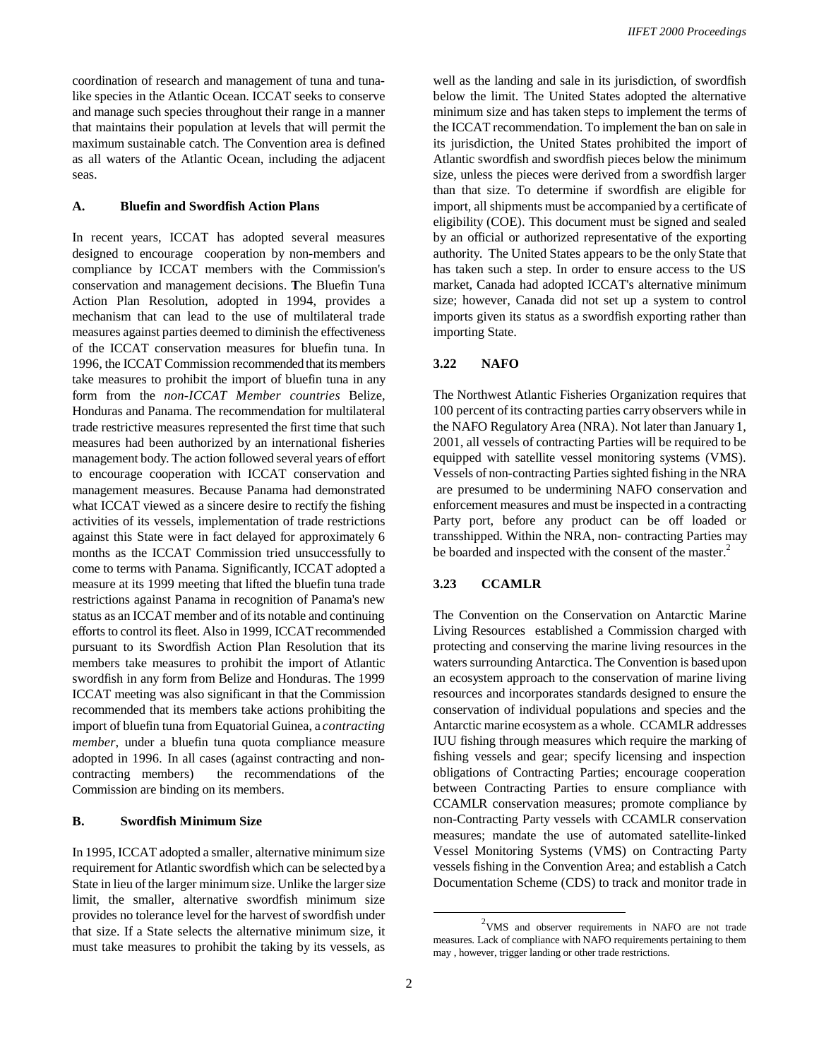coordination of research and management of tuna and tuna-like species in the Atlantic Ocean. ICCAT seeks to conserve and manage such species throughout their range in a manner that maintains their population at levels that will permit the maximum sustainable catch. The Convention area is defined as all waters of the Atlantic Ocean, including the adjacent seas.

### A. Bluefin and Swordfish Action Plans

In recent years, ICCAT has adopted several measures designed to encourage cooperation by non-members and compliance by ICCAT members with the Commission's conservation and management decisions. The Bluefin Tuna Action Plan Resolution, adopted in 1994, provides a mechanism that can lead to the use of multilateral trade measures against parties deemed to diminish the effectiveness of the ICCAT conservation measures for bluefin tuna. In 1996, the ICCAT Commission recommended that its members take measures to prohibit the import of bluefin tuna in any form from the *non-ICCAT Member countries* Belize, Honduras and Panama. The recommendation for multilateral trade restrictive measures represented the first time that such measures had been authorized by an international fisheries management body. The action followed several years of effort to encourage cooperation with ICCAT conservation and management measures. Because Panama had demonstrated what ICCAT viewed as a sincere desire to rectify the fishing activities of its vessels, implementation of trade restrictions against this State were in fact delayed for approximately 6 months as the ICCAT Commission tried unsuccessfully to come to terms with Panama. Significantly, ICCAT adopted a measure at its 1999 meeting that lifted the bluefin tuna trade restrictions against Panama in recognition of Panama's new status as an ICCAT member and of its notable and continuing efforts to control its fleet. Also in 1999, ICCAT recommended pursuant to its Swordfish Action Plan Resolution that its members take measures to prohibit the import of Atlantic swordfish in any form from Belize and Honduras. The 1999 ICCAT meeting was also significant in that the Commission recommended that its members take actions prohibiting the import of bluefin tuna from Equatorial Guinea, a *contracting member*, under a bluefin tuna quota compliance measure adopted in 1996. In all cases (against contracting and non-contracting members) the recommendations of the Commission are binding on its members.

### B. Swordfish Minimum Size

In 1995, ICCAT adopted a smaller, alternative minimum size requirement for Atlantic swordfish which can be selected by a State in lieu of the larger minimum size. Unlike the larger size limit, the smaller, alternative swordfish minimum size provides no tolerance level for the harvest of swordfish under that size. If a State selects the alternative minimum size, it must take measures to prohibit the taking by its vessels, as well as the landing and sale in its jurisdiction, of swordfish below the limit. The United States adopted the alternative minimum size and has taken steps to implement the terms of the ICCAT recommendation. To implement the ban on sale in its jurisdiction, the United States prohibited the import of Atlantic swordfish and swordfish pieces below the minimum size, unless the pieces were derived from a swordfish larger than that size. To determine if swordfish are eligible for import, all shipments must be accompanied by a certificate of eligibility (COE). This document must be signed and sealed by an official or authorized representative of the exporting authority. The United States appears to be the only State that has taken such a step. In order to ensure access to the US market, Canada had adopted ICCAT's alternative minimum size; however, Canada did not set up a system to control imports given its status as a swordfish exporting rather than importing State.

## 3.22 NAFO

The Northwest Atlantic Fisheries Organization requires that 100 percent of its contracting parties carry observers while in the NAFO Regulatory Area (NRA). Not later than January 1, 2001, all vessels of contracting Parties will be required to be equipped with satellite vessel monitoring systems (VMS). Vessels of non-contracting Parties sighted fishing in the NRA are presumed to be undermining NAFO conservation and enforcement measures and must be inspected in a contracting Party port, before any product can be off loaded or transshipped. Within the NRA, non- contracting Parties may be boarded and inspected with the consent of the master.[2]

## 3.23 CCAMLR

The Convention on the Conservation on Antarctic Marine Living Resources established a Commission charged with protecting and conserving the marine living resources in the waters surrounding Antarctica. The Convention is based upon an ecosystem approach to the conservation of marine living resources and incorporates standards designed to ensure the conservation of individual populations and species and the Antarctic marine ecosystem as a whole. CCAMLR addresses IUU fishing through measures which require the marking of fishing vessels and gear; specify licensing and inspection obligations of Contracting Parties; encourage cooperation between Contracting Parties to ensure compliance with CCAMLR conservation measures; promote compliance by non-Contracting Party vessels with CCAMLR conservation measures; mandate the use of automated satellite-linked Vessel Monitoring Systems (VMS) on Contracting Party vessels fishing in the Convention Area; and establish a Catch Documentation Scheme (CDS) to track and monitor trade in

[2] VMS and observer requirements in NAFO are not trade measures. Lack of compliance with NAFO requirements pertaining to them may , however, trigger landing or other trade restrictions.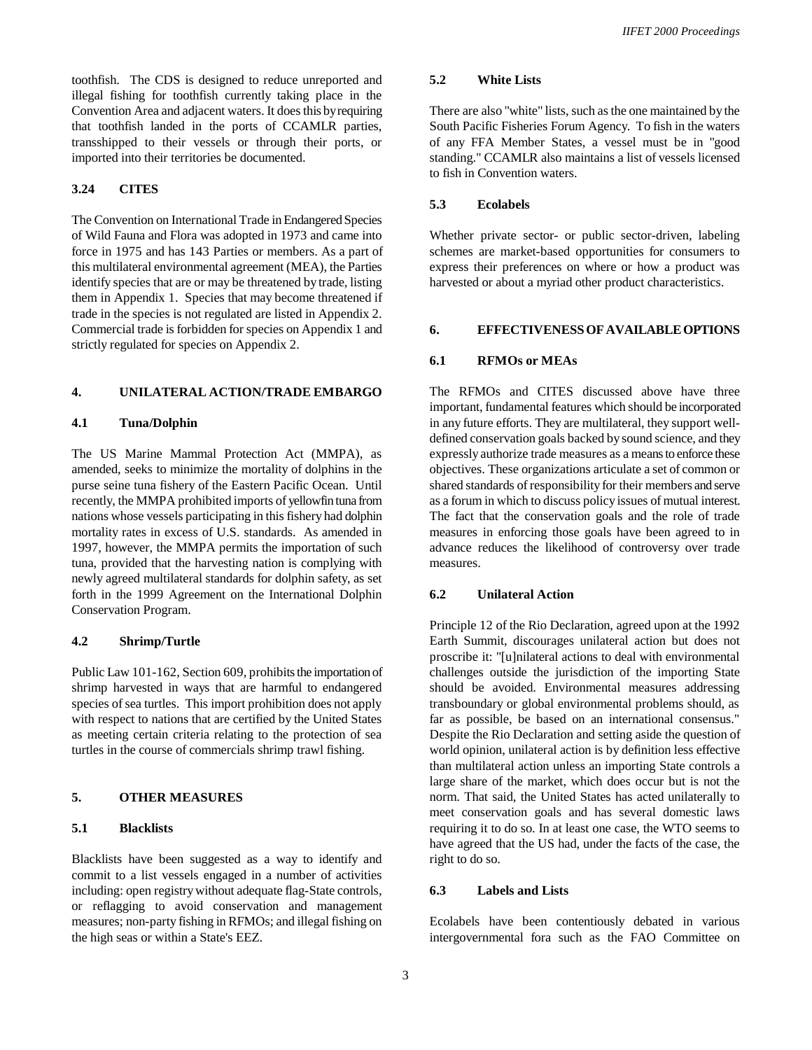toothfish. The CDS is designed to reduce unreported and illegal fishing for toothfish currently taking place in the Convention Area and adjacent waters. It does this by requiring that toothfish landed in the ports of CCAMLR parties, transshipped to their vessels or through their ports, or imported into their territories be documented.

### 3.24 CITES

The Convention on International Trade in Endangered Species of Wild Fauna and Flora was adopted in 1973 and came into force in 1975 and has 143 Parties or members. As a part of this multilateral environmental agreement (MEA), the Parties identify species that are or may be threatened by trade, listing them in Appendix 1. Species that may become threatened if trade in the species is not regulated are listed in Appendix 2. Commercial trade is forbidden for species on Appendix 1 and strictly regulated for species on Appendix 2.

## 4. UNILATERAL ACTION/TRADE EMBARGO

### 4.1 Tuna/Dolphin

The US Marine Mammal Protection Act (MMPA), as amended, seeks to minimize the mortality of dolphins in the purse seine tuna fishery of the Eastern Pacific Ocean. Until recently, the MMPA prohibited imports of yellowfin tuna from nations whose vessels participating in this fishery had dolphin mortality rates in excess of U.S. standards. As amended in 1997, however, the MMPA permits the importation of such tuna, provided that the harvesting nation is complying with newly agreed multilateral standards for dolphin safety, as set forth in the 1999 Agreement on the International Dolphin Conservation Program.

### 4.2 Shrimp/Turtle

Public Law 101-162, Section 609, prohibits the importation of shrimp harvested in ways that are harmful to endangered species of sea turtles. This import prohibition does not apply with respect to nations that are certified by the United States as meeting certain criteria relating to the protection of sea turtles in the course of commercials shrimp trawl fishing.

## 5. OTHER MEASURES

### 5.1 Blacklists

Blacklists have been suggested as a way to identify and commit to a list vessels engaged in a number of activities including: open registry without adequate flag-State controls, or reflagging to avoid conservation and management measures; non-party fishing in RFMOs; and illegal fishing on the high seas or within a State's EEZ.

### 5.2 White Lists

There are also "white" lists, such as the one maintained by the South Pacific Fisheries Forum Agency. To fish in the waters of any FFA Member States, a vessel must be in "good standing." CCAMLR also maintains a list of vessels licensed to fish in Convention waters.

### 5.3 Ecolabels

Whether private sector- or public sector-driven, labeling schemes are market-based opportunities for consumers to express their preferences on where or how a product was harvested or about a myriad other product characteristics.

## 6. EFFECTIVENESS OF AVAILABLE OPTIONS

### 6.1 RFMOs or MEAs

The RFMOs and CITES discussed above have three important, fundamental features which should be incorporated in any future efforts. They are multilateral, they support well-defined conservation goals backed by sound science, and they expressly authorize trade measures as a means to enforce these objectives. These organizations articulate a set of common or shared standards of responsibility for their members and serve as a forum in which to discuss policy issues of mutual interest. The fact that the conservation goals and the role of trade measures in enforcing those goals have been agreed to in advance reduces the likelihood of controversy over trade measures.

### 6.2 Unilateral Action

Principle 12 of the Rio Declaration, agreed upon at the 1992 Earth Summit, discourages unilateral action but does not proscribe it: "[u]nilateral actions to deal with environmental challenges outside the jurisdiction of the importing State should be avoided. Environmental measures addressing transboundary or global environmental problems should, as far as possible, be based on an international consensus." Despite the Rio Declaration and setting aside the question of world opinion, unilateral action is by definition less effective than multilateral action unless an importing State controls a large share of the market, which does occur but is not the norm. That said, the United States has acted unilaterally to meet conservation goals and has several domestic laws requiring it to do so. In at least one case, the WTO seems to have agreed that the US had, under the facts of the case, the right to do so.

### 6.3 Labels and Lists

Ecolabels have been contentiously debated in various intergovernmental fora such as the FAO Committee on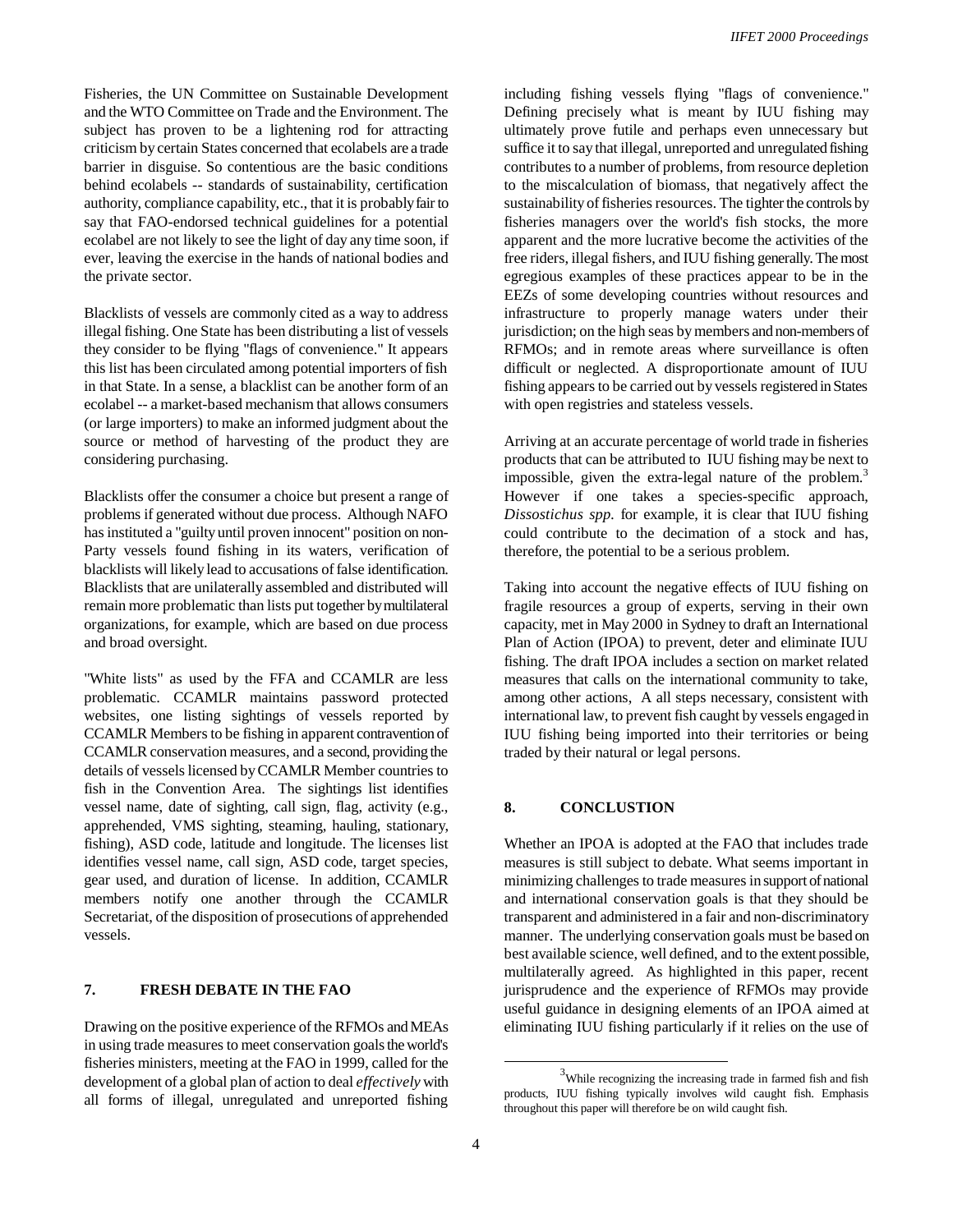Fisheries, the UN Committee on Sustainable Development and the WTO Committee on Trade and the Environment. The subject has proven to be a lightening rod for attracting criticism by certain States concerned that ecolabels are a trade barrier in disguise. So contentious are the basic conditions behind ecolabels -- standards of sustainability, certification authority, compliance capability, etc., that it is probably fair to say that FAO-endorsed technical guidelines for a potential ecolabel are not likely to see the light of day any time soon, if ever, leaving the exercise in the hands of national bodies and the private sector.

Blacklists of vessels are commonly cited as a way to address illegal fishing. One State has been distributing a list of vessels they consider to be flying "flags of convenience." It appears this list has been circulated among potential importers of fish in that State. In a sense, a blacklist can be another form of an ecolabel -- a market-based mechanism that allows consumers (or large importers) to make an informed judgment about the source or method of harvesting of the product they are considering purchasing.

Blacklists offer the consumer a choice but present a range of problems if generated without due process. Although NAFO has instituted a "guilty until proven innocent" position on non-Party vessels found fishing in its waters, verification of blacklists will likely lead to accusations of false identification. Blacklists that are unilaterally assembled and distributed will remain more problematic than lists put together by multilateral organizations, for example, which are based on due process and broad oversight.

"White lists" as used by the FFA and CCAMLR are less problematic. CCAMLR maintains password protected websites, one listing sightings of vessels reported by CCAMLR Members to be fishing in apparent contravention of CCAMLR conservation measures, and a second, providing the details of vessels licensed by CCAMLR Member countries to fish in the Convention Area. The sightings list identifies vessel name, date of sighting, call sign, flag, activity (e.g., apprehended, VMS sighting, steaming, hauling, stationary, fishing), ASD code, latitude and longitude. The licenses list identifies vessel name, call sign, ASD code, target species, gear used, and duration of license. In addition, CCAMLR members notify one another through the CCAMLR Secretariat, of the disposition of prosecutions of apprehended vessels.

## 7. FRESH DEBATE IN THE FAO

Drawing on the positive experience of the RFMOs and MEAs in using trade measures to meet conservation goals the world's fisheries ministers, meeting at the FAO in 1999, called for the development of a global plan of action to deal *effectively* with all forms of illegal, unregulated and unreported fishing including fishing vessels flying "flags of convenience." Defining precisely what is meant by IUU fishing may ultimately prove futile and perhaps even unnecessary but suffice it to say that illegal, unreported and unregulated fishing contributes to a number of problems, from resource depletion to the miscalculation of biomass, that negatively affect the sustainability of fisheries resources. The tighter the controls by fisheries managers over the world's fish stocks, the more apparent and the more lucrative become the activities of the free riders, illegal fishers, and IUU fishing generally. The most egregious examples of these practices appear to be in the EEZs of some developing countries without resources and infrastructure to properly manage waters under their jurisdiction; on the high seas by members and non-members of RFMOs; and in remote areas where surveillance is often difficult or neglected. A disproportionate amount of IUU fishing appears to be carried out by vessels registered in States with open registries and stateless vessels.

Arriving at an accurate percentage of world trade in fisheries products that can be attributed to IUU fishing may be next to impossible, given the extra-legal nature of the problem.[3] However if one takes a species-specific approach, *Dissostichus spp.* for example, it is clear that IUU fishing could contribute to the decimation of a stock and has, therefore, the potential to be a serious problem.

Taking into account the negative effects of IUU fishing on fragile resources a group of experts, serving in their own capacity, met in May 2000 in Sydney to draft an International Plan of Action (IPOA) to prevent, deter and eliminate IUU fishing. The draft IPOA includes a section on market related measures that calls on the international community to take, among other actions, A all steps necessary, consistent with international law, to prevent fish caught by vessels engaged in IUU fishing being imported into their territories or being traded by their natural or legal persons.

## 8. CONCLUSTION

Whether an IPOA is adopted at the FAO that includes trade measures is still subject to debate. What seems important in minimizing challenges to trade measures in support of national and international conservation goals is that they should be transparent and administered in a fair and non-discriminatory manner. The underlying conservation goals must be based on best available science, well defined, and to the extent possible, multilaterally agreed. As highlighted in this paper, recent jurisprudence and the experience of RFMOs may provide useful guidance in designing elements of an IPOA aimed at eliminating IUU fishing particularly if it relies on the use of

[3] While recognizing the increasing trade in farmed fish and fish products, IUU fishing typically involves wild caught fish. Emphasis throughout this paper will therefore be on wild caught fish.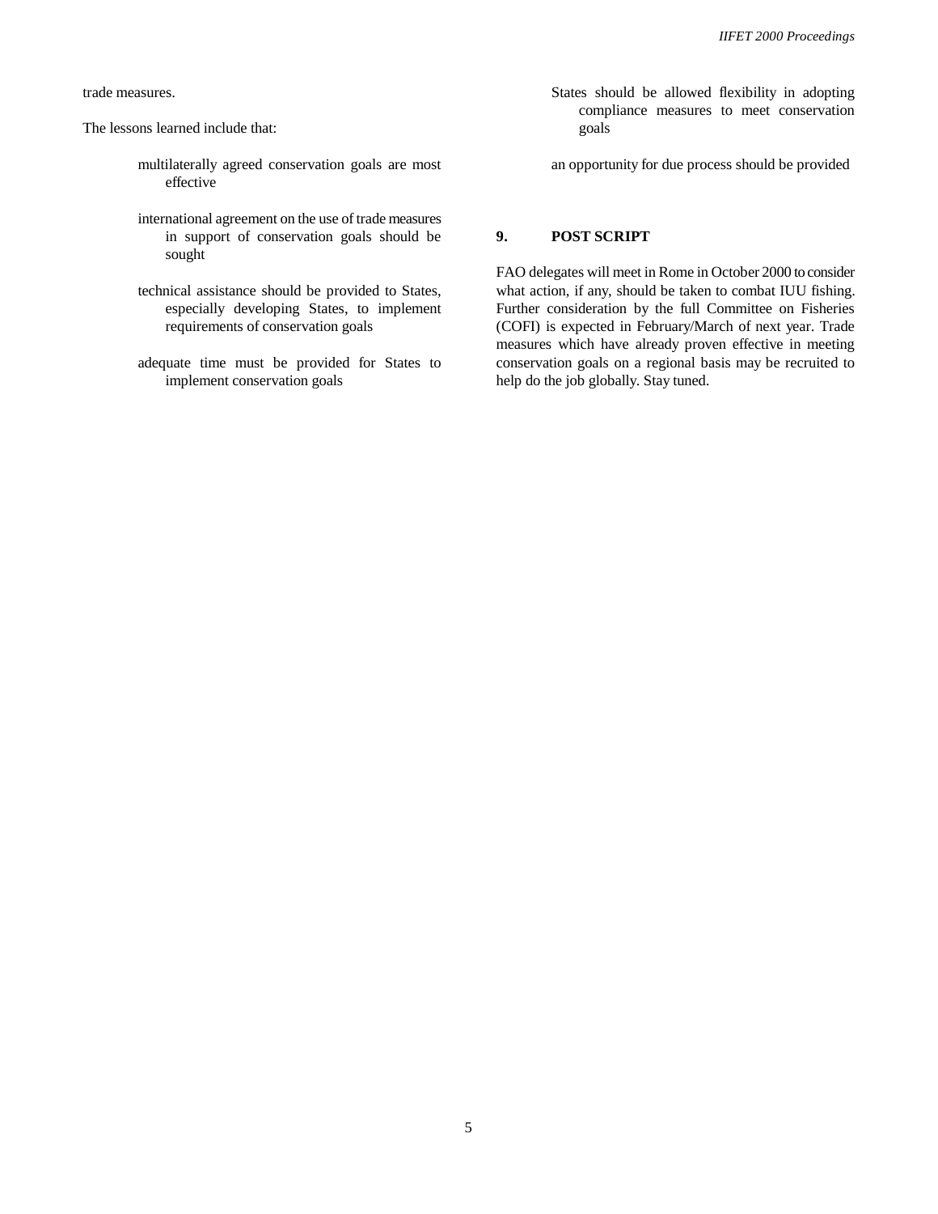trade measures.

The lessons learned include that:

- multilaterally agreed conservation goals are most effective
- international agreement on the use of trade measures in support of conservation goals should be sought
- technical assistance should be provided to States, especially developing States, to implement requirements of conservation goals
- adequate time must be provided for States to implement conservation goals
- States should be allowed flexibility in adopting compliance measures to meet conservation goals
- an opportunity for due process should be provided

## 9. POST SCRIPT

FAO delegates will meet in Rome in October 2000 to consider what action, if any, should be taken to combat IUU fishing. Further consideration by the full Committee on Fisheries (COFI) is expected in February/March of next year. Trade measures which have already proven effective in meeting conservation goals on a regional basis may be recruited to help do the job globally. Stay tuned.